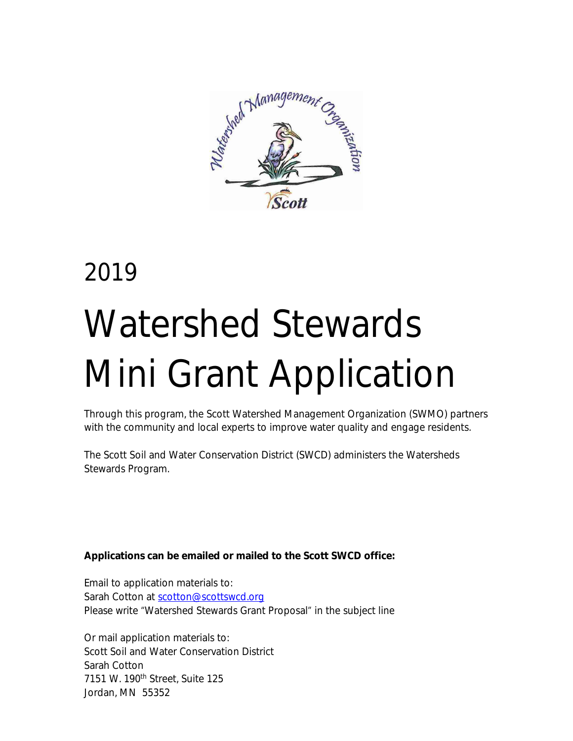2019

# Watershed Stewards Mini Grant Application

Through this program, the Scott Watershed Management Organization (SWMO) partners with the community and local experts to improve water quality and engage residents.

The Scott Soil and Water Conservation District (SWCD) administers the Watersheds Stewards Program.

**Applications can be emailed or mailed to the Scott SWCD office:**

Email to application materials to:
Sarah Cotton at scotton@scottswcd.org
Please write "Watershed Stewards Grant Proposal" in the subject line

Or mail application materials to:
Scott Soil and Water Conservation District
Sarah Cotton
7151 W. 190th Street, Suite 125
Jordan, MN 55352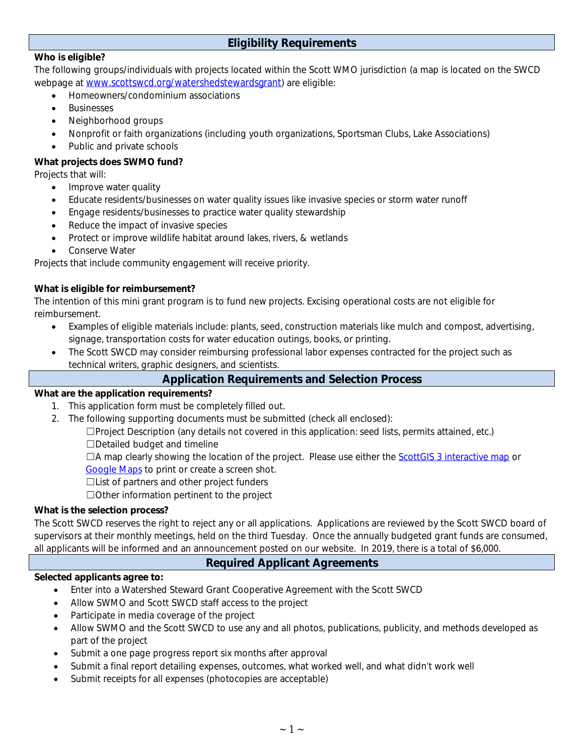## Eligibility Requirements

**Who is eligible?**

The following groups/individuals with projects located within the Scott WMO jurisdiction (a map is located on the SWCD webpage at www.scottswcd.org/watershedstewardsgrant) are eligible:

- Homeowners/condominium associations
- Businesses
- Neighborhood groups
- Nonprofit or faith organizations (including youth organizations, Sportsman Clubs, Lake Associations)
- Public and private schools

**What projects does SWMO fund?**

Projects that will:

- Improve water quality
- Educate residents/businesses on water quality issues like invasive species or storm water runoff
- Engage residents/businesses to practice water quality stewardship
- Reduce the impact of invasive species
- Protect or improve wildlife habitat around lakes, rivers, & wetlands
- Conserve Water

Projects that include community engagement will receive priority.

**What is eligible for reimbursement?**

The intention of this mini grant program is to fund new projects. Excising operational costs are not eligible for reimbursement.

- Examples of eligible materials include: plants, seed, construction materials like mulch and compost, advertising, signage, transportation costs for water education outings, books, or printing.
- The Scott SWCD may consider reimbursing professional labor expenses contracted for the project such as technical writers, graphic designers, and scientists.

## Application Requirements and Selection Process

**What are the application requirements?**

1. This application form must be completely filled out.
2. The following supporting documents must be submitted (check all enclosed):

   ☐Project Description (any details not covered in this application: seed lists, permits attained, etc.)

   ☐Detailed budget and timeline

   ☐A map clearly showing the location of the project. Please use either the ScottGIS 3 interactive map or Google Maps to print or create a screen shot.

   ☐List of partners and other project funders

   ☐Other information pertinent to the project

**What is the selection process?**

The Scott SWCD reserves the right to reject any or all applications. Applications are reviewed by the Scott SWCD board of supervisors at their monthly meetings, held on the third Tuesday. Once the annually budgeted grant funds are consumed, all applicants will be informed and an announcement posted on our website. In 2019, there is a total of $6,000.

## Required Applicant Agreements

**Selected applicants agree to:**

- Enter into a Watershed Steward Grant Cooperative Agreement with the Scott SWCD
- Allow SWMO and Scott SWCD staff access to the project
- Participate in media coverage of the project
- Allow SWMO and the Scott SWCD to use any and all photos, publications, publicity, and methods developed as part of the project
- Submit a one page progress report six months after approval
- Submit a final report detailing expenses, outcomes, what worked well, and what didn't work well
- Submit receipts for all expenses (photocopies are acceptable)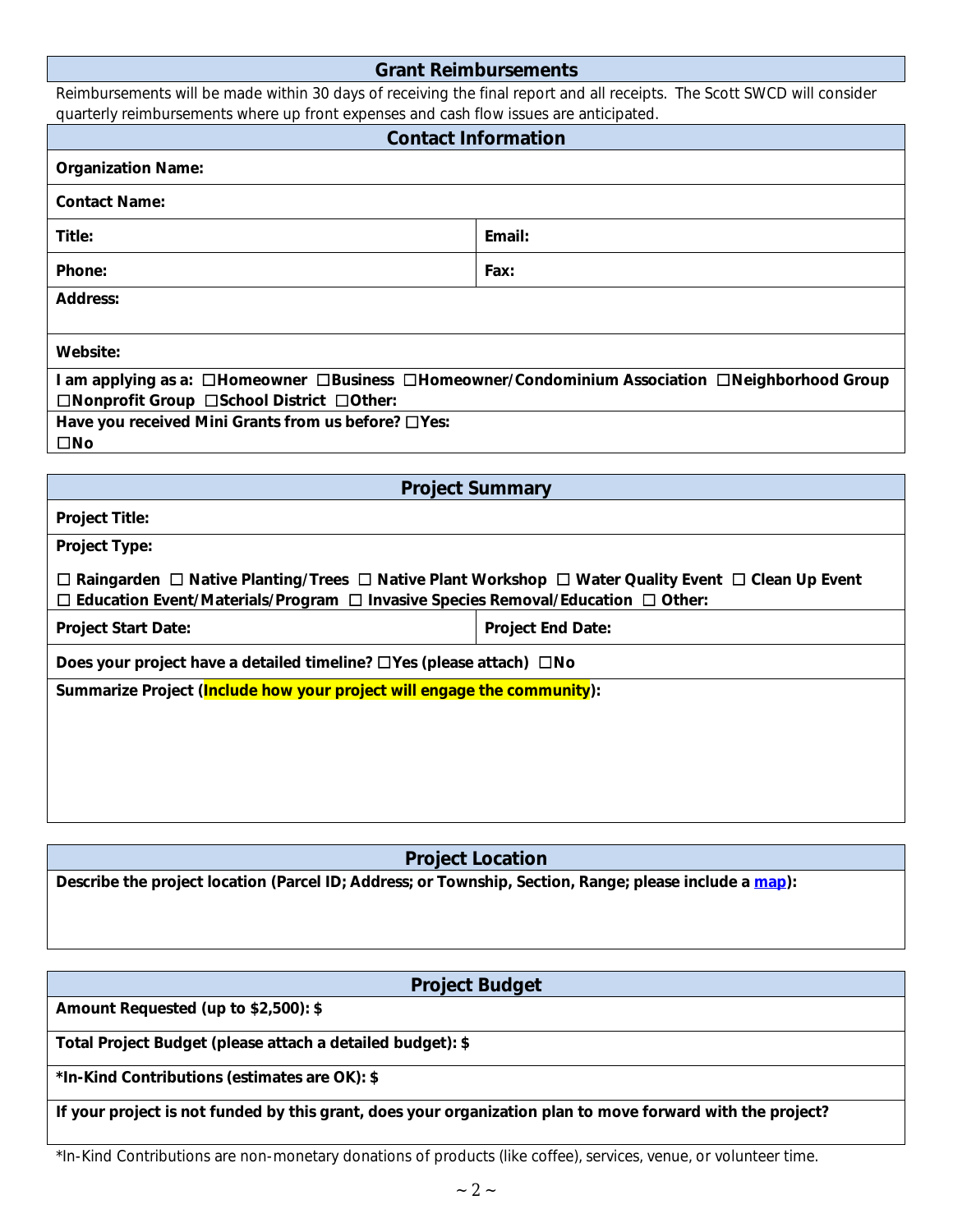## Grant Reimbursements

Reimbursements will be made within 30 days of receiving the final report and all receipts. The Scott SWCD will consider quarterly reimbursements where up front expenses and cash flow issues are anticipated.

## Contact Information

| | |
|---|---|
| **Organization Name:** | |
| **Contact Name:** | |
| **Title:** | **Email:** |
| **Phone:** | **Fax:** |
| **Address:** | |
| **Website:** | |

**I am applying as a:** ☐**Homeowner** ☐**Business** ☐**Homeowner/Condominium Association** ☐**Neighborhood Group** ☐**Nonprofit Group** ☐**School District** ☐**Other:**

**Have you received Mini Grants from us before?** ☐**Yes:**
☐**No**

## Project Summary

**Project Title:**

**Project Type:**

☐ **Raingarden** ☐ **Native Planting/Trees** ☐ **Native Plant Workshop** ☐ **Water Quality Event** ☐ **Clean Up Event** ☐ **Education Event/Materials/Program** ☐ **Invasive Species Removal/Education** ☐ **Other:**

| | |
|---|---|
| **Project Start Date:** | **Project End Date:** |

**Does your project have a detailed timeline?** ☐**Yes (please attach)** ☐**No**

**Summarize Project (Include how your project will engage the community):**

## Project Location

**Describe the project location (Parcel ID; Address; or Township, Section, Range; please include a map):**

## Project Budget

**Amount Requested (up to $2,500): $**

**Total Project Budget (please attach a detailed budget): $**

**\*In-Kind Contributions (estimates are OK): $**

**If your project is not funded by this grant, does your organization plan to move forward with the project?**

*In-Kind Contributions are non-monetary donations of products (like coffee), services, venue, or volunteer time.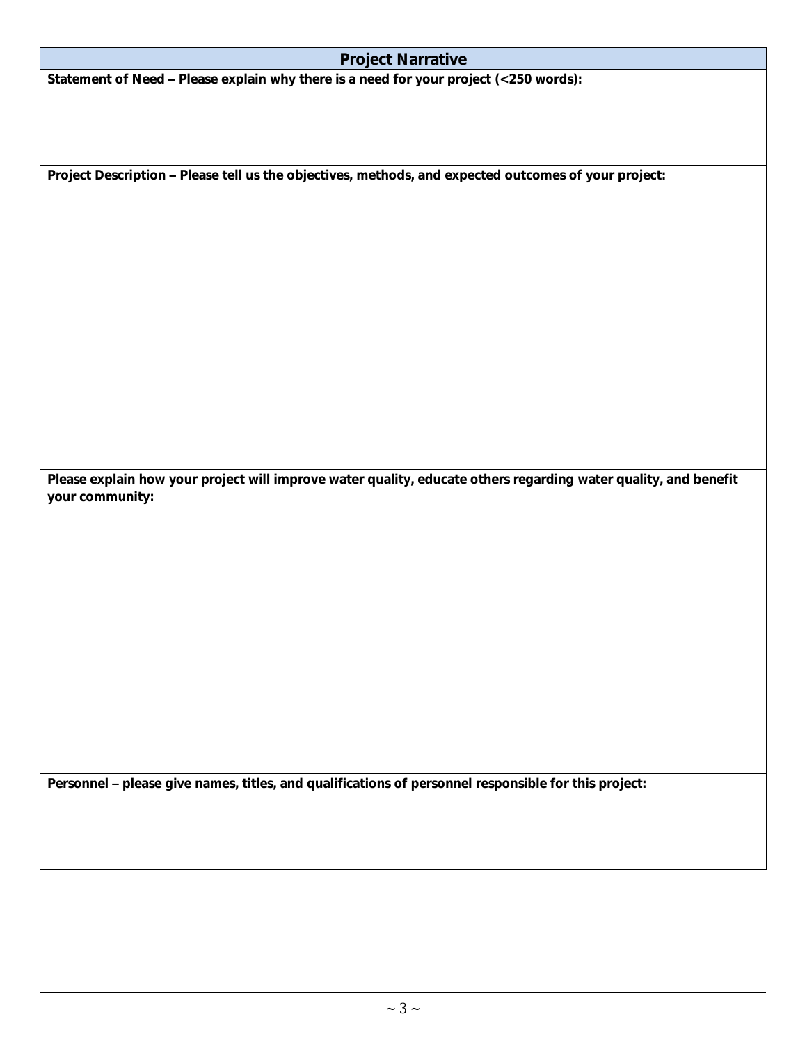## Project Narrative

**Statement of Need – Please explain why there is a need for your project (<250 words):**

**Project Description – Please tell us the objectives, methods, and expected outcomes of your project:**

**Please explain how your project will improve water quality, educate others regarding water quality, and benefit your community:**

**Personnel – please give names, titles, and qualifications of personnel responsible for this project:**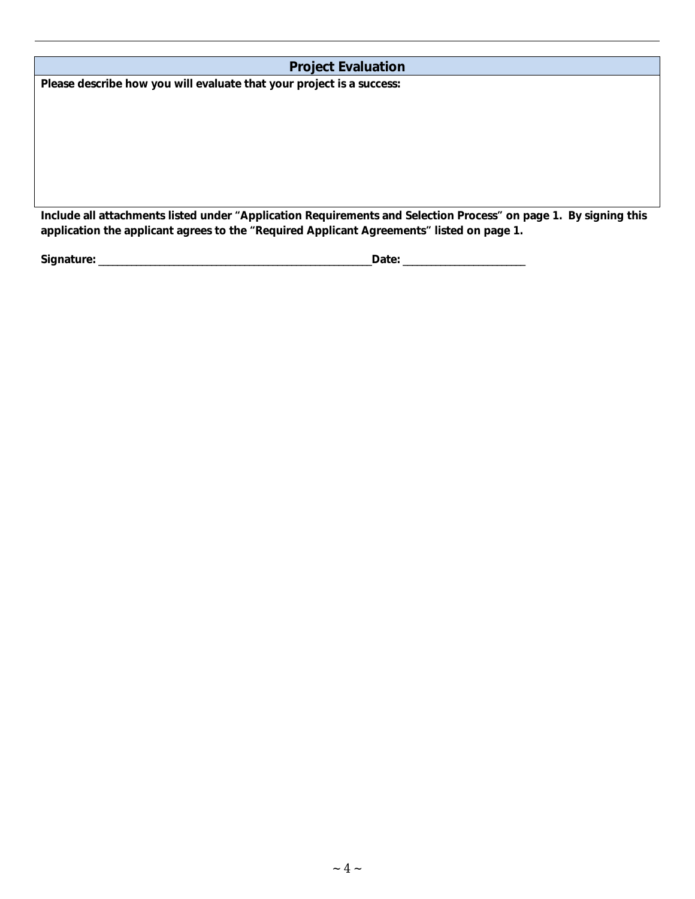## Project Evaluation

**Please describe how you will evaluate that your project is a success:**

**Include all attachments listed under "Application Requirements and Selection Process" on page 1. By signing this application the applicant agrees to the "Required Applicant Agreements" listed on page 1.**

**Signature:** _________________________________________________**Date:** _______________________